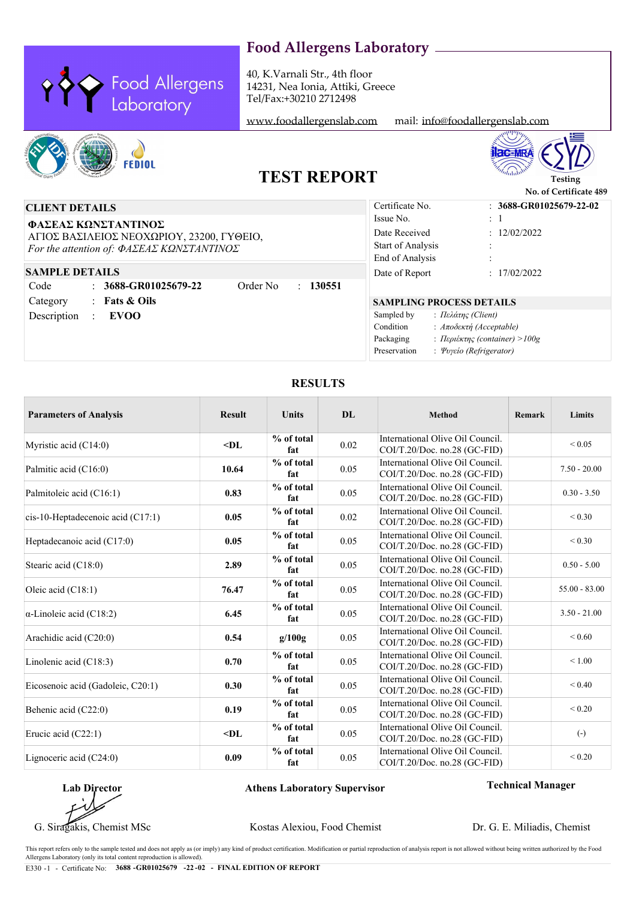# Food Allergens Laboratory

Food Allergens Laboratory

40, K.Varnali Str., 4th floor
14231, Nea Ionia, Attiki, Greece
Tel/Fax:+30210 2712498

www.foodallergenslab.com mail: info@foodallergenslab.com

## TEST REPORT

Testing
No. of Certificate 489

### CLIENT DETAILS

**ΦΑΣΕΑΣ ΚΩΝΣΤΑΝΤΙΝΟΣ**
ΑΓΙΟΣ ΒΑΣΙΛΕΙΟΣ ΝΕΟΧΩΡΙΟΥ, 23200, ΓΥΘΕΙΟ,
*For the attention of: ΦΑΣΕΑΣ ΚΩΝΣΤΑΝΤΙΝΟΣ*

| | |
|---|---|
| Certificate No. | : **3688-GR01025679-22-02** |
| Issue No. | : 1 |
| Date Received | : 12/02/2022 |
| Start of Analysis | : |
| End of Analysis | : |
| Date of Report | : 17/02/2022 |

### SAMPLE DETAILS

| | | | |
|---|---|---|---|
| Code | : **3688-GR01025679-22** | Order No | : **130551** |
| Category | : **Fats & Oils** | | |
| Description | : **EVOO** | | |

### SAMPLING PROCESS DETAILS

| | |
|---|---|
| Sampled by | : *Πελάτης (Client)* |
| Condition | : *Αποδεκτή (Acceptable)* |
| Packaging | : *Περιέκτης (container) >100g* |
| Preservation | : *Ψυγείο (Refrigerator)* |

## RESULTS

| Parameters of Analysis | Result | Units | DL | Method | Remark | Limits |
|---|---|---|---|---|---|---|
| Myristic acid (C14:0) | **<DL** | **% of total fat** | 0.02 | International Olive Oil Council. COI/T.20/Doc. no.28 (GC-FID) | | < 0.05 |
| Palmitic acid (C16:0) | **10.64** | **% of total fat** | 0.05 | International Olive Oil Council. COI/T.20/Doc. no.28 (GC-FID) | | 7.50 - 20.00 |
| Palmitoleic acid (C16:1) | **0.83** | **% of total fat** | 0.05 | International Olive Oil Council. COI/T.20/Doc. no.28 (GC-FID) | | 0.30 - 3.50 |
| cis-10-Heptadecenoic acid (C17:1) | **0.05** | **% of total fat** | 0.02 | International Olive Oil Council. COI/T.20/Doc. no.28 (GC-FID) | | < 0.30 |
| Heptadecanoic acid (C17:0) | **0.05** | **% of total fat** | 0.05 | International Olive Oil Council. COI/T.20/Doc. no.28 (GC-FID) | | < 0.30 |
| Stearic acid (C18:0) | **2.89** | **% of total fat** | 0.05 | International Olive Oil Council. COI/T.20/Doc. no.28 (GC-FID) | | 0.50 - 5.00 |
| Oleic acid (C18:1) | **76.47** | **% of total fat** | 0.05 | International Olive Oil Council. COI/T.20/Doc. no.28 (GC-FID) | | 55.00 - 83.00 |
| α-Linoleic acid (C18:2) | **6.45** | **% of total fat** | 0.05 | International Olive Oil Council. COI/T.20/Doc. no.28 (GC-FID) | | 3.50 - 21.00 |
| Arachidic acid (C20:0) | **0.54** | **g/100g** | 0.05 | International Olive Oil Council. COI/T.20/Doc. no.28 (GC-FID) | | < 0.60 |
| Linolenic acid (C18:3) | **0.70** | **% of total fat** | 0.05 | International Olive Oil Council. COI/T.20/Doc. no.28 (GC-FID) | | < 1.00 |
| Eicosenoic acid (Gadoleic, C20:1) | **0.30** | **% of total fat** | 0.05 | International Olive Oil Council. COI/T.20/Doc. no.28 (GC-FID) | | < 0.40 |
| Behenic acid (C22:0) | **0.19** | **% of total fat** | 0.05 | International Olive Oil Council. COI/T.20/Doc. no.28 (GC-FID) | | < 0.20 |
| Erucic acid (C22:1) | **<DL** | **% of total fat** | 0.05 | International Olive Oil Council. COI/T.20/Doc. no.28 (GC-FID) | | (-) |
| Lignoceric acid (C24:0) | **0.09** | **% of total fat** | 0.05 | International Olive Oil Council. COI/T.20/Doc. no.28 (GC-FID) | | < 0.20 |

| **Lab Director** | **Athens Laboratory Supervisor** | **Technical Manager** |
|---|---|---|
| G. Siragakis, Chemist MSc | Kostas Alexiou, Food Chemist | Dr. G. E. Miliadis, Chemist |

This report refers only to the sample tested and does not apply as (or imply) any kind of product certification. Modification or partial reproduction of analysis report is not allowed without being written authorized by the Food Allergens Laboratory (only its total content reproduction is allowed).

E330 -1 - Certificate No: **3688 -GR01025679 -22 -02 - FINAL EDITION OF REPORT**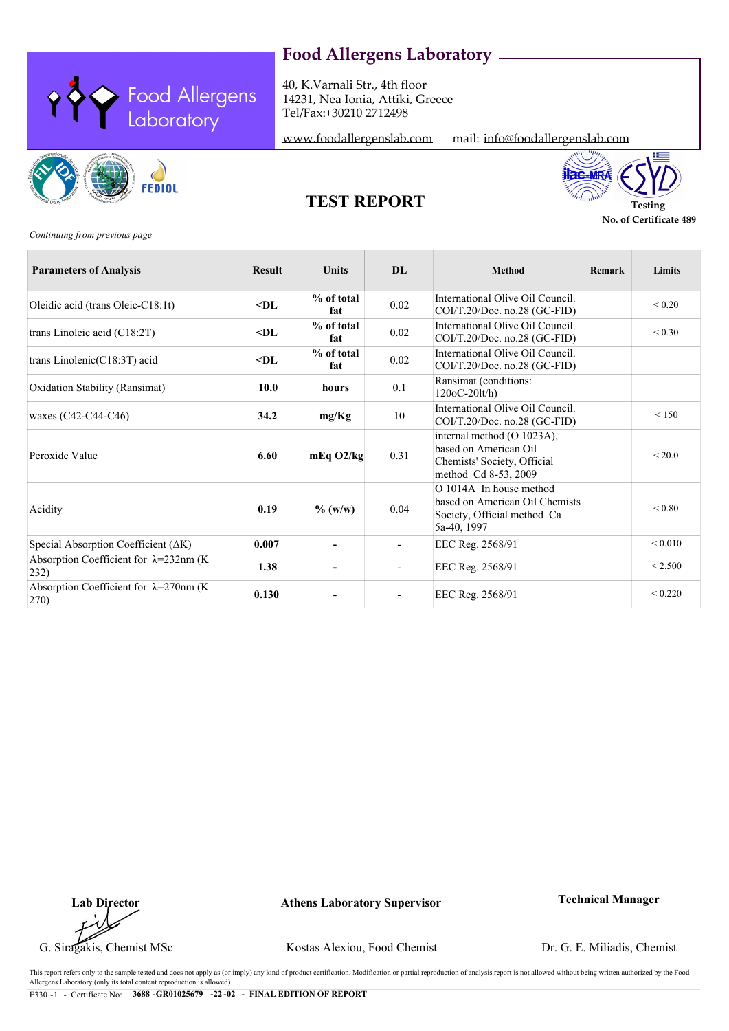# Food Allergens Laboratory

40, K.Varnali Str., 4th floor
14231, Nea Ionia, Attiki, Greece
Tel/Fax:+30210 2712498

www.foodallergenslab.com mail: info@foodallergenslab.com

## TEST REPORT

Testing
**No. of Certificate 489**

*Continuing from previous page*

| Parameters of Analysis | Result | Units | DL | Method | Remark | Limits |
|---|---|---|---|---|---|---|
| Oleidic acid (trans Oleic-C18:1t) | **<DL** | **% of total fat** | 0.02 | International Olive Oil Council. COI/T.20/Doc. no.28 (GC-FID) | | < 0.20 |
| trans Linoleic acid (C18:2T) | **<DL** | **% of total fat** | 0.02 | International Olive Oil Council. COI/T.20/Doc. no.28 (GC-FID) | | < 0.30 |
| trans Linolenic(C18:3T) acid | **<DL** | **% of total fat** | 0.02 | International Olive Oil Council. COI/T.20/Doc. no.28 (GC-FID) | | |
| Oxidation Stability (Ransimat) | **10.0** | **hours** | 0.1 | Ransimat (conditions: 120oC-20lt/h) | | |
| waxes (C42-C44-C46) | **34.2** | **mg/Kg** | 10 | International Olive Oil Council. COI/T.20/Doc. no.28 (GC-FID) | | < 150 |
| Peroxide Value | **6.60** | **mEq O2/kg** | 0.31 | internal method (O 1023A), based on American Oil Chemists' Society, Official method Cd 8-53, 2009 | | < 20.0 |
| Acidity | **0.19** | **% (w/w)** | 0.04 | O 1014A In house method based on American Oil Chemists Society, Official method Ca 5a-40, 1997 | | < 0.80 |
| Special Absorption Coefficient (ΔK) | **0.007** | **-** | - | EEC Reg. 2568/91 | | < 0.010 |
| Absorption Coefficient for λ=232nm (K 232) | **1.38** | **-** | - | EEC Reg. 2568/91 | | < 2.500 |
| Absorption Coefficient for λ=270nm (K 270) | **0.130** | **-** | - | EEC Reg. 2568/91 | | < 0.220 |

**Lab Director** — G. Siragakis, Chemist MSc

**Athens Laboratory Supervisor** — Kostas Alexiou, Food Chemist

**Technical Manager** — Dr. G. E. Miliadis, Chemist

This report refers only to the sample tested and does not apply as (or imply) any kind of product certification. Modification or partial reproduction of analysis report is not allowed without being written authorized by the Food Allergens Laboratory (only its total content reproduction is allowed).

E330 -1 - Certificate No: **3688 -GR01025679 -22-02 - FINAL EDITION OF REPORT**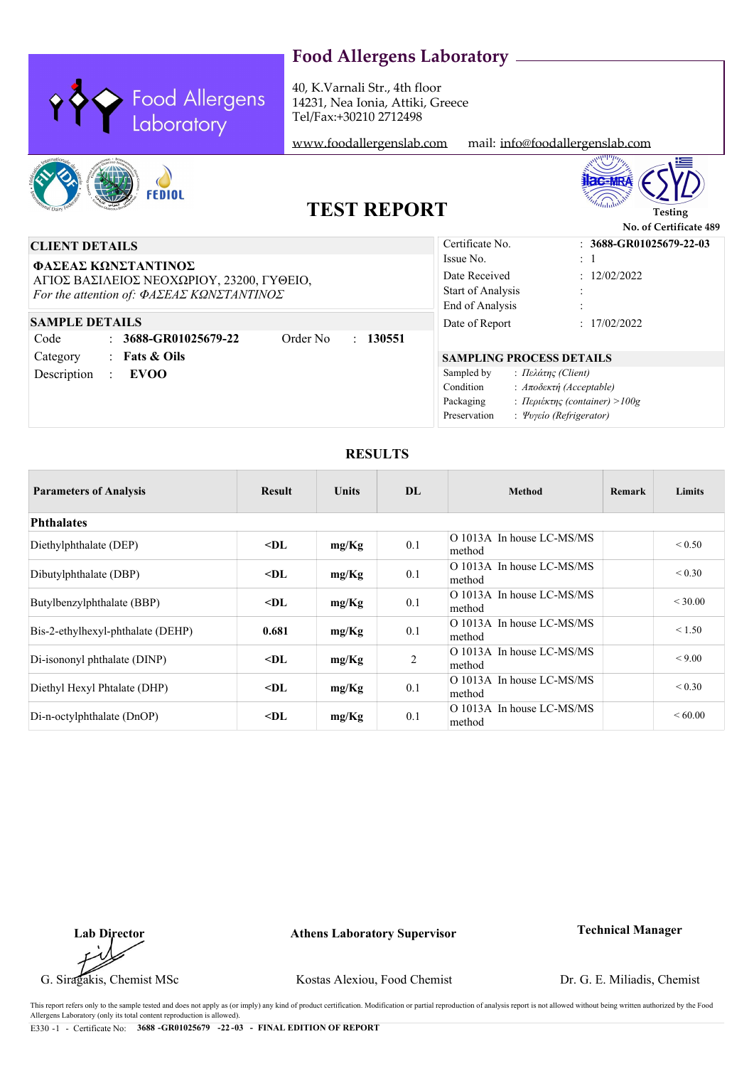## Food Allergens Laboratory

40, K.Varnali Str., 4th floor
14231, Nea Ionia, Attiki, Greece
Tel/Fax:+30210 2712498

www.foodallergenslab.com mail: info@foodallergenslab.com

Testing
No. of Certificate 489

# TEST REPORT

**CLIENT DETAILS**

**ΦΑΣΕΑΣ ΚΩΝΣΤΑΝΤΙΝΟΣ**
ΑΓΙΟΣ ΒΑΣΙΛΕΙΟΣ ΝΕΟΧΩΡΙΟΥ, 23200, ΓΥΘΕΙΟ,
*For the attention of: ΦΑΣΕΑΣ ΚΩΝΣΤΑΝΤΙΝΟΣ*

| | | |
|---|---|---|
| Certificate No. | : | **3688-GR01025679-22-03** |
| Issue No. | : | 1 |
| Date Received | : | 12/02/2022 |
| Start of Analysis | : | |
| End of Analysis | : | |
| Date of Report | : | 17/02/2022 |

**SAMPLE DETAILS**

| | | | | |
|---|---|---|---|---|
| Code | : | **3688-GR01025679-22** | Order No | : **130551** |
| Category | : | **Fats & Oils** | | |
| Description | : | **EVOO** | | |

**SAMPLING PROCESS DETAILS**

| | |
|---|---|
| Sampled by | : *Πελάτης (Client)* |
| Condition | : *Αποδεκτή (Acceptable)* |
| Packaging | : *Περιέκτης (container) >100g* |
| Preservation | : *Ψυγείο (Refrigerator)* |

## RESULTS

| Parameters of Analysis | Result | Units | DL | Method | Remark | Limits |
|---|---|---|---|---|---|---|
| **Phthalates** | | | | | | |
| Diethylphthalate (DEP) | **<DL** | **mg/Kg** | 0.1 | O 1013A In house LC-MS/MS method | | < 0.50 |
| Dibutylphthalate (DBP) | **<DL** | **mg/Kg** | 0.1 | O 1013A In house LC-MS/MS method | | < 0.30 |
| Butylbenzylphthalate (BBP) | **<DL** | **mg/Kg** | 0.1 | O 1013A In house LC-MS/MS method | | < 30.00 |
| Bis-2-ethylhexyl-phthalate (DEHP) | **0.681** | **mg/Kg** | 0.1 | O 1013A In house LC-MS/MS method | | < 1.50 |
| Di-isononyl phthalate (DINP) | **<DL** | **mg/Kg** | 2 | O 1013A In house LC-MS/MS method | | < 9.00 |
| Diethyl Hexyl Phtalate (DHP) | **<DL** | **mg/Kg** | 0.1 | O 1013A In house LC-MS/MS method | | < 0.30 |
| Di-n-octylphthalate (DnOP) | **<DL** | **mg/Kg** | 0.1 | O 1013A In house LC-MS/MS method | | < 60.00 |

| **Lab Director** | **Athens Laboratory Supervisor** | **Technical Manager** |
|---|---|---|
| G. Siragakis, Chemist MSc | Kostas Alexiou, Food Chemist | Dr. G. E. Miliadis, Chemist |

This report refers only to the sample tested and does not apply as (or imply) any kind of product certification. Modification or partial reproduction of analysis report is not allowed without being written authorized by the Food Allergens Laboratory (only its total content reproduction is allowed).

E330 -1 - Certificate No: **3688 -GR01025679 -22 -03 - FINAL EDITION OF REPORT**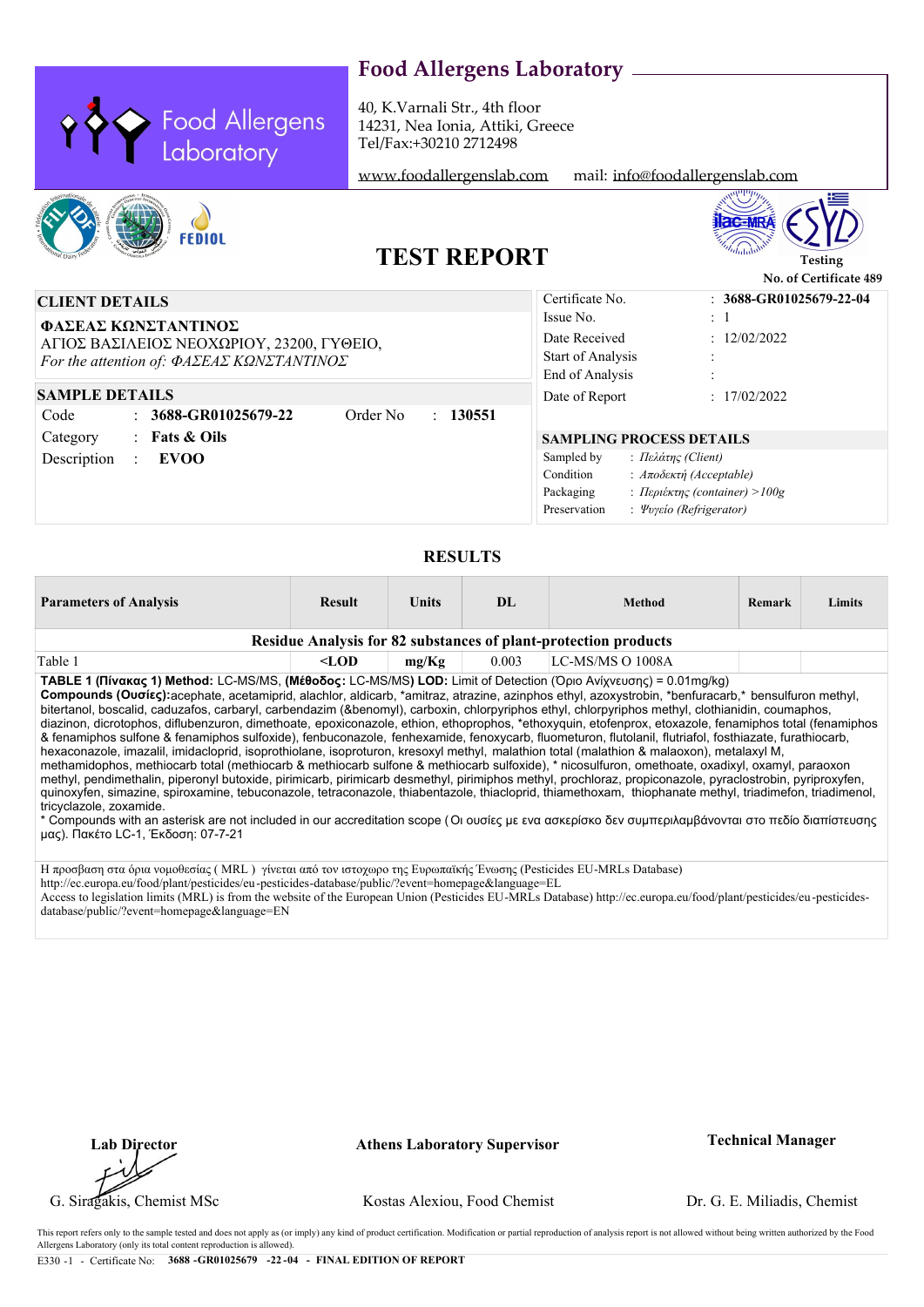# Food Allergens Laboratory

40, K.Varnali Str., 4th floor
14231, Nea Ionia, Attiki, Greece
Tel/Fax:+30210 2712498

www.foodallergenslab.com mail: info@foodallergenslab.com

## TEST REPORT

Testing
No. of Certificate 489

| CLIENT DETAILS | | |
|---|---|---|
| **ΦΑΣΕΑΣ ΚΩΝΣΤΑΝΤΙΝΟΣ** | Certificate No. | : **3688-GR01025679-22-04** |
| ΑΓΙΟΣ ΒΑΣΙΛΕΙΟΣ ΝΕΟΧΩΡΙΟΥ, 23200, ΓΥΘΕΙΟ, | Issue No. | : 1 |
| *For the attention of: ΦΑΣΕΑΣ ΚΩΝΣΤΑΝΤΙΝΟΣ* | Date Received | : 12/02/2022 |
| | Start of Analysis | : |
| | End of Analysis | : |
| | Date of Report | : 17/02/2022 |

**SAMPLE DETAILS**

| | | | |
|---|---|---|---|
| Code | : **3688-GR01025679-22** | Order No | : **130551** |
| Category | : **Fats & Oils** | | |
| Description | : **EVOO** | | |

**SAMPLING PROCESS DETAILS**

| | |
|---|---|
| Sampled by | : *Πελάτης (Client)* |
| Condition | : *Αποδεκτή (Acceptable)* |
| Packaging | : *Περιέκτης (container) >100g* |
| Preservation | : *Ψυγείο (Refrigerator)* |

## RESULTS

| Parameters of Analysis | Result | Units | DL | Method | Remark | Limits |
|---|---|---|---|---|---|---|
| **Residue Analysis for 82 substances of plant-protection products** | | | | | | |
| Table 1 | **<LOD** | **mg/Kg** | 0.003 | LC-MS/MS O 1008A | | |

**TABLE 1 (Πίνακας 1) Method:** LC-MS/MS, **(Μέθοδος:** LC-MS/MS) **LOD:** Limit of Detection (Όριο Ανίχνευσης) = 0.01mg/kg)
**Compounds (Ουσίες):**acephate, acetamiprid, alachlor, aldicarb, *amitraz, atrazine, azinphos ethyl, azoxystrobin, *benfuracarb,* bensulfuron methyl, bitertanol, boscalid, caduzafos, carbaryl, carbendazim (&benomyl), carboxin, chlorpyriphos ethyl, chlorpyriphos methyl, clothianidin, coumaphos, diazinon, dicrotophos, diflubenzuron, dimethoate, epoxiconazole, ethion, ethoprophos, *ethoxyquin, etofenprox, etoxazole, fenamiphos total (fenamiphos & fenamiphos sulfone & fenamiphos sulfoxide), fenbuconazole, fenhexamide, fenoxycarb, fluometuron, flutolanil, flutriafol, fosthiazate, furathiocarb, hexaconazole, imazalil, imidacloprid, isoprothiolane, isoproturon, kresoxyl methyl, malathion total (malathion & malaoxon), metalaxyl M, methamidophos, methiocarb total (methiocarb & methiocarb sulfone & methiocarb sulfoxide), * nicosulfuron, omethoate, oxadixyl, oxamyl, paraoxon methyl, pendimethalin, piperonyl butoxide, pirimicarb, pirimicarb desmethyl, pirimiphos methyl, prochloraz, propiconazole, pyraclostrobin, pyriproxyfen, quinoxyfen, simazine, spiroxamine, tebuconazole, tetraconazole, thiabentazole, thiacloprid, thiamethoxam, thiophanate methyl, triadimefon, triadimenol, tricyclazole, zoxamide.
* Compounds with an asterisk are not included in our accreditation scope (Οι ουσίες με ενα ασκερίσκο δεν συμπεριλαμβάνονται στο πεδίο διαπίστευσης μας). Πακέτο LC-1, Έκδοση: 07-7-21

Η πρόσβαση στα όρια νομοθεσίας ( MRL ) γίνεται από τον ιστοχωρο της Ευρωπαϊκής Ένωσης (Pesticides EU-MRLs Database) http://ec.europa.eu/food/plant/pesticides/eu-pesticides-database/public/?event=homepage&language=EL
Access to legislation limits (MRL) is from the website of the European Union (Pesticides EU-MRLs Database) http://ec.europa.eu/food/plant/pesticides/eu-pesticides-database/public/?event=homepage&language=EN

| **Lab Director** | **Athens Laboratory Supervisor** | **Technical Manager** |
|---|---|---|
| G. Siragakis, Chemist MSc | Kostas Alexiou, Food Chemist | Dr. G. E. Miliadis, Chemist |

This report refers only to the sample tested and does not apply as (or imply) any kind of product certification. Modification or partial reproduction of analysis report is not allowed without being written authorized by the Food Allergens Laboratory (only its total content reproduction is allowed).

E330 -1 - Certificate No: **3688 -GR01025679 -22-04 - FINAL EDITION OF REPORT**